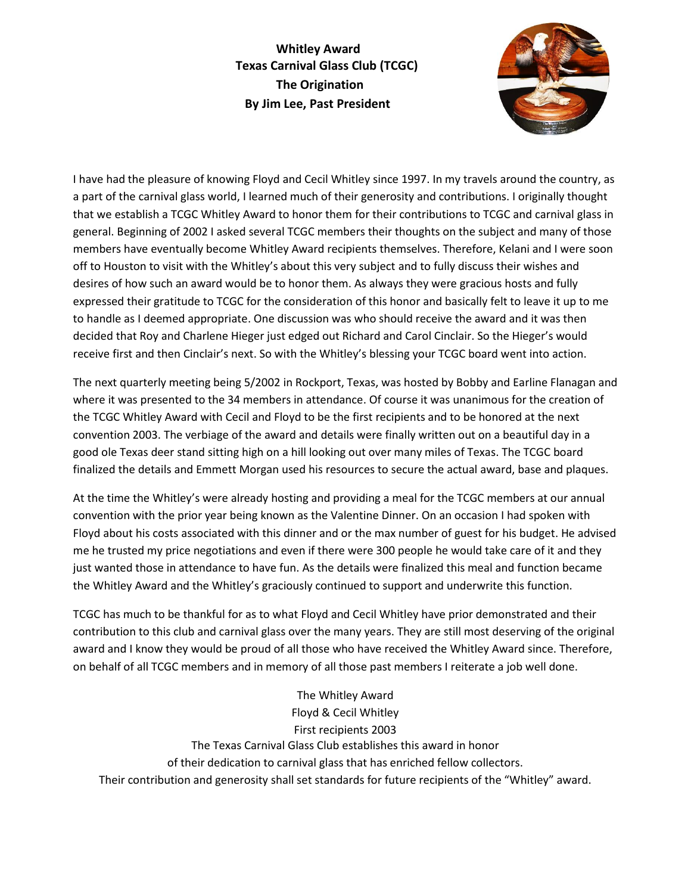**Whitley Award**
**Texas Carnival Glass Club (TCGC)**
**The Origination**
**By Jim Lee, Past President**

I have had the pleasure of knowing Floyd and Cecil Whitley since 1997. In my travels around the country, as a part of the carnival glass world, I learned much of their generosity and contributions. I originally thought that we establish a TCGC Whitley Award to honor them for their contributions to TCGC and carnival glass in general. Beginning of 2002 I asked several TCGC members their thoughts on the subject and many of those members have eventually become Whitley Award recipients themselves. Therefore, Kelani and I were soon off to Houston to visit with the Whitley's about this very subject and to fully discuss their wishes and desires of how such an award would be to honor them. As always they were gracious hosts and fully expressed their gratitude to TCGC for the consideration of this honor and basically felt to leave it up to me to handle as I deemed appropriate. One discussion was who should receive the award and it was then decided that Roy and Charlene Hieger just edged out Richard and Carol Cinclair. So the Hieger's would receive first and then Cinclair's next. So with the Whitley's blessing your TCGC board went into action.

The next quarterly meeting being 5/2002 in Rockport, Texas, was hosted by Bobby and Earline Flanagan and where it was presented to the 34 members in attendance. Of course it was unanimous for the creation of the TCGC Whitley Award with Cecil and Floyd to be the first recipients and to be honored at the next convention 2003. The verbiage of the award and details were finally written out on a beautiful day in a good ole Texas deer stand sitting high on a hill looking out over many miles of Texas. The TCGC board finalized the details and Emmett Morgan used his resources to secure the actual award, base and plaques.

At the time the Whitley's were already hosting and providing a meal for the TCGC members at our annual convention with the prior year being known as the Valentine Dinner. On an occasion I had spoken with Floyd about his costs associated with this dinner and or the max number of guest for his budget. He advised me he trusted my price negotiations and even if there were 300 people he would take care of it and they just wanted those in attendance to have fun. As the details were finalized this meal and function became the Whitley Award and the Whitley's graciously continued to support and underwrite this function.

TCGC has much to be thankful for as to what Floyd and Cecil Whitley have prior demonstrated and their contribution to this club and carnival glass over the many years. They are still most deserving of the original award and I know they would be proud of all those who have received the Whitley Award since. Therefore, on behalf of all TCGC members and in memory of all those past members I reiterate a job well done.

The Whitley Award
Floyd & Cecil Whitley
First recipients 2003
The Texas Carnival Glass Club establishes this award in honor
of their dedication to carnival glass that has enriched fellow collectors.
Their contribution and generosity shall set standards for future recipients of the "Whitley" award.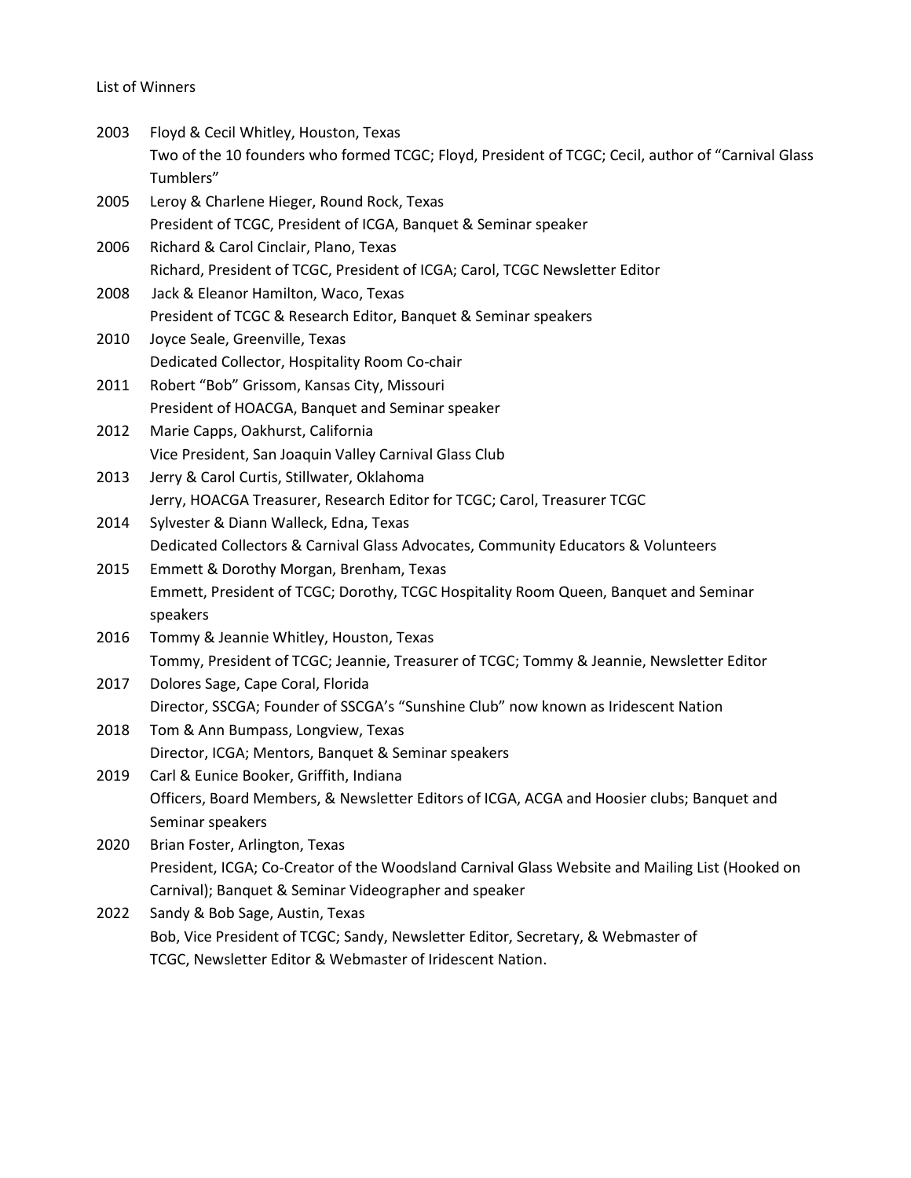List of Winners

2003 Floyd & Cecil Whitley, Houston, Texas
Two of the 10 founders who formed TCGC; Floyd, President of TCGC; Cecil, author of "Carnival Glass Tumblers"

2005 Leroy & Charlene Hieger, Round Rock, Texas
President of TCGC, President of ICGA, Banquet & Seminar speaker

2006 Richard & Carol Cinclair, Plano, Texas
Richard, President of TCGC, President of ICGA; Carol, TCGC Newsletter Editor

2008 Jack & Eleanor Hamilton, Waco, Texas
President of TCGC & Research Editor, Banquet & Seminar speakers

2010 Joyce Seale, Greenville, Texas
Dedicated Collector, Hospitality Room Co-chair

2011 Robert "Bob" Grissom, Kansas City, Missouri
President of HOACGA, Banquet and Seminar speaker

2012 Marie Capps, Oakhurst, California
Vice President, San Joaquin Valley Carnival Glass Club

2013 Jerry & Carol Curtis, Stillwater, Oklahoma
Jerry, HOACGA Treasurer, Research Editor for TCGC; Carol, Treasurer TCGC

2014 Sylvester & Diann Walleck, Edna, Texas
Dedicated Collectors & Carnival Glass Advocates, Community Educators & Volunteers

2015 Emmett & Dorothy Morgan, Brenham, Texas
Emmett, President of TCGC; Dorothy, TCGC Hospitality Room Queen, Banquet and Seminar speakers

2016 Tommy & Jeannie Whitley, Houston, Texas
Tommy, President of TCGC; Jeannie, Treasurer of TCGC; Tommy & Jeannie, Newsletter Editor

2017 Dolores Sage, Cape Coral, Florida
Director, SSCGA; Founder of SSCGA's "Sunshine Club" now known as Iridescent Nation

2018 Tom & Ann Bumpass, Longview, Texas
Director, ICGA; Mentors, Banquet & Seminar speakers

2019 Carl & Eunice Booker, Griffith, Indiana
Officers, Board Members, & Newsletter Editors of ICGA, ACGA and Hoosier clubs; Banquet and Seminar speakers

2020 Brian Foster, Arlington, Texas
President, ICGA; Co-Creator of the Woodsland Carnival Glass Website and Mailing List (Hooked on Carnival); Banquet & Seminar Videographer and speaker

2022 Sandy & Bob Sage, Austin, Texas
Bob, Vice President of TCGC; Sandy, Newsletter Editor, Secretary, & Webmaster of TCGC, Newsletter Editor & Webmaster of Iridescent Nation.